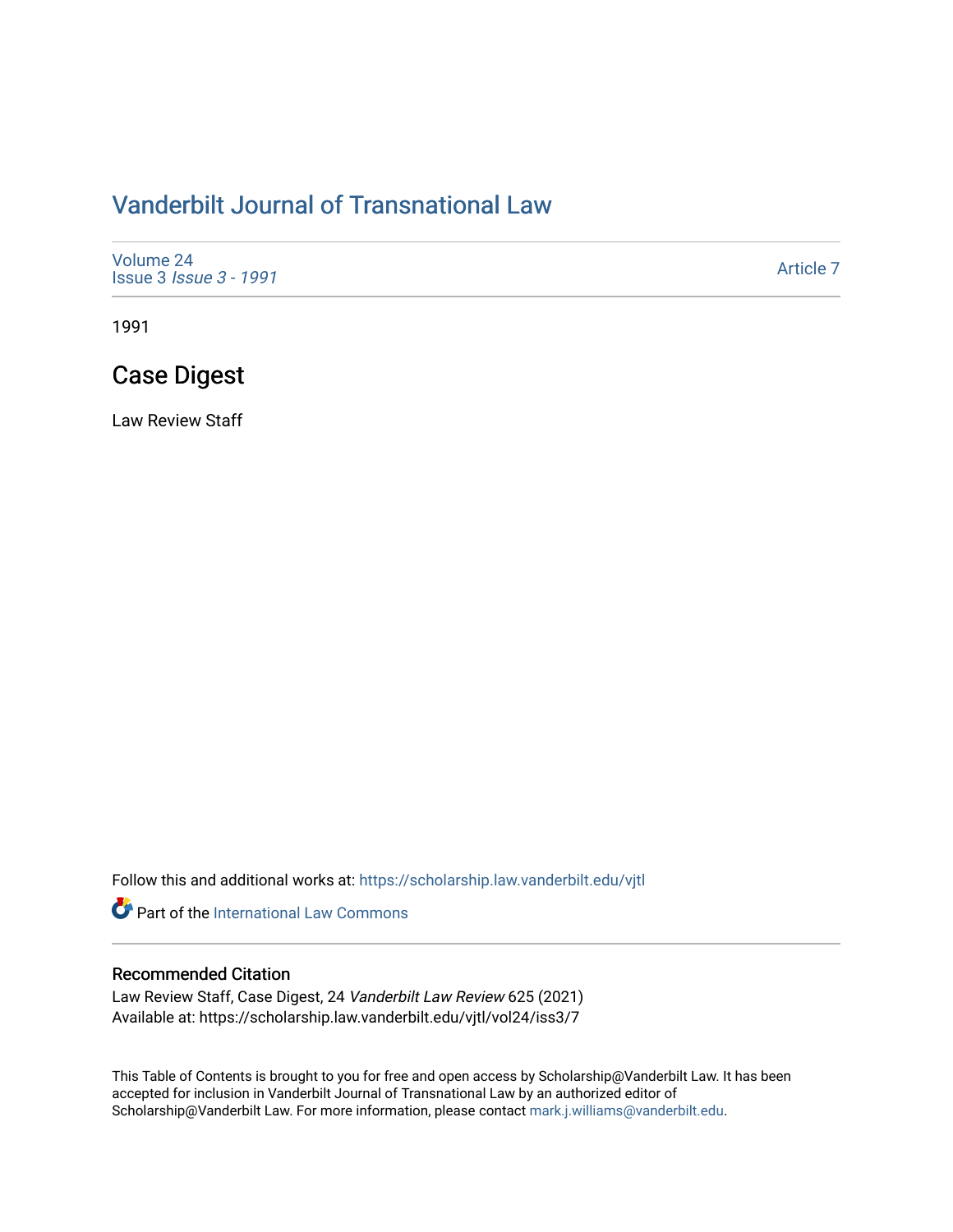# Vanderbilt Journal of Transnational Law

Volume 24
Issue 3 *Issue 3 - 1991*

Article 7

1991

## Case Digest

Law Review Staff

Follow this and additional works at: https://scholarship.law.vanderbilt.edu/vjtl

Part of the International Law Commons

### Recommended Citation

Law Review Staff, Case Digest, 24 *Vanderbilt Law Review* 625 (2021)
Available at: https://scholarship.law.vanderbilt.edu/vjtl/vol24/iss3/7

This Table of Contents is brought to you for free and open access by Scholarship@Vanderbilt Law. It has been accepted for inclusion in Vanderbilt Journal of Transnational Law by an authorized editor of Scholarship@Vanderbilt Law. For more information, please contact mark.j.williams@vanderbilt.edu.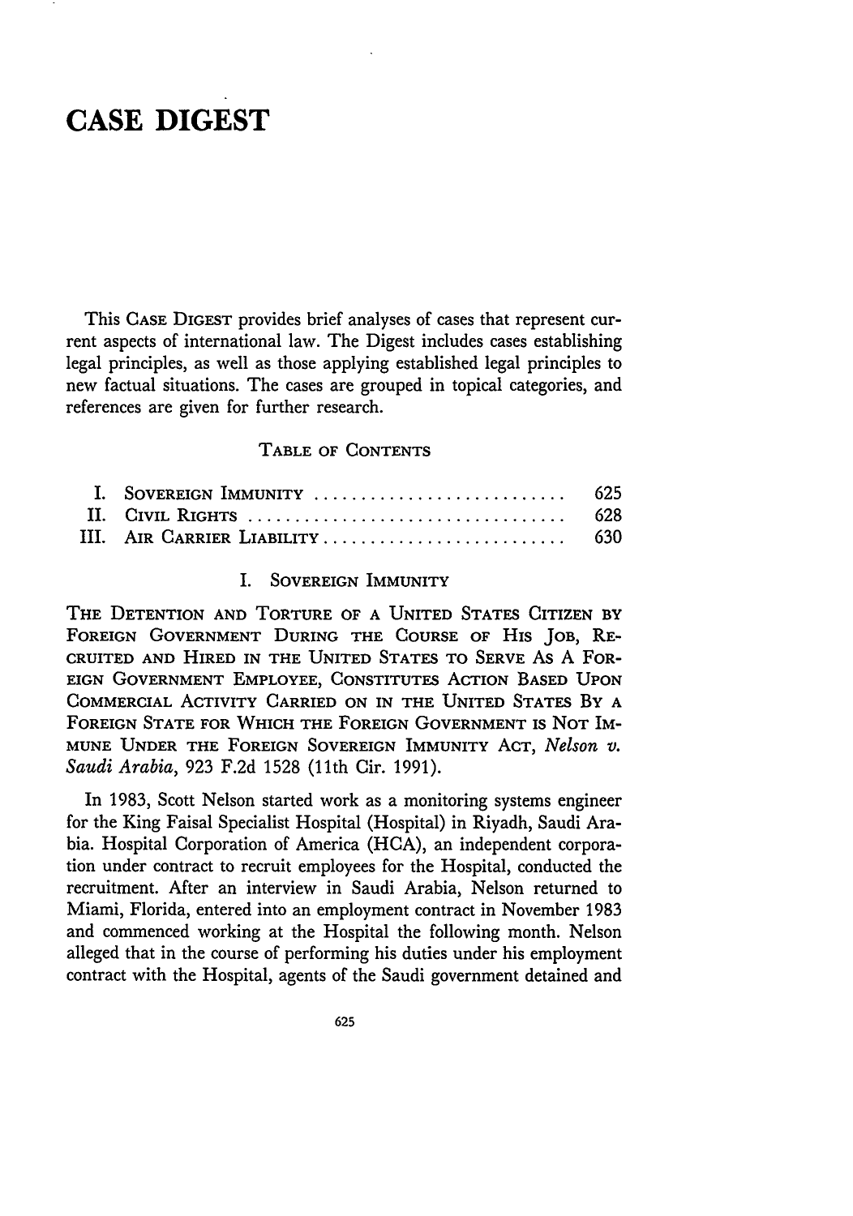# CASE DIGEST

This Case Digest provides brief analyses of cases that represent current aspects of international law. The Digest includes cases establishing legal principles, as well as those applying established legal principles to new factual situations. The cases are grouped in topical categories, and references are given for further research.

## Table of Contents

| | | |
|---|---|---|
| I. | Sovereign Immunity | 625 |
| II. | Civil Rights | 628 |
| III. | Air Carrier Liability | 630 |

## I. Sovereign Immunity

The Detention and Torture of a United States Citizen by Foreign Government During the Course of His Job, Recruited and Hired in the United States to Serve As A Foreign Government Employee, Constitutes Action Based Upon Commercial Activity Carried on in the United States By a Foreign State for Which the Foreign Government is Not Immune Under the Foreign Sovereign Immunity Act, *Nelson v. Saudi Arabia*, 923 F.2d 1528 (11th Cir. 1991).

In 1983, Scott Nelson started work as a monitoring systems engineer for the King Faisal Specialist Hospital (Hospital) in Riyadh, Saudi Arabia. Hospital Corporation of America (HCA), an independent corporation under contract to recruit employees for the Hospital, conducted the recruitment. After an interview in Saudi Arabia, Nelson returned to Miami, Florida, entered into an employment contract in November 1983 and commenced working at the Hospital the following month. Nelson alleged that in the course of performing his duties under his employment contract with the Hospital, agents of the Saudi government detained and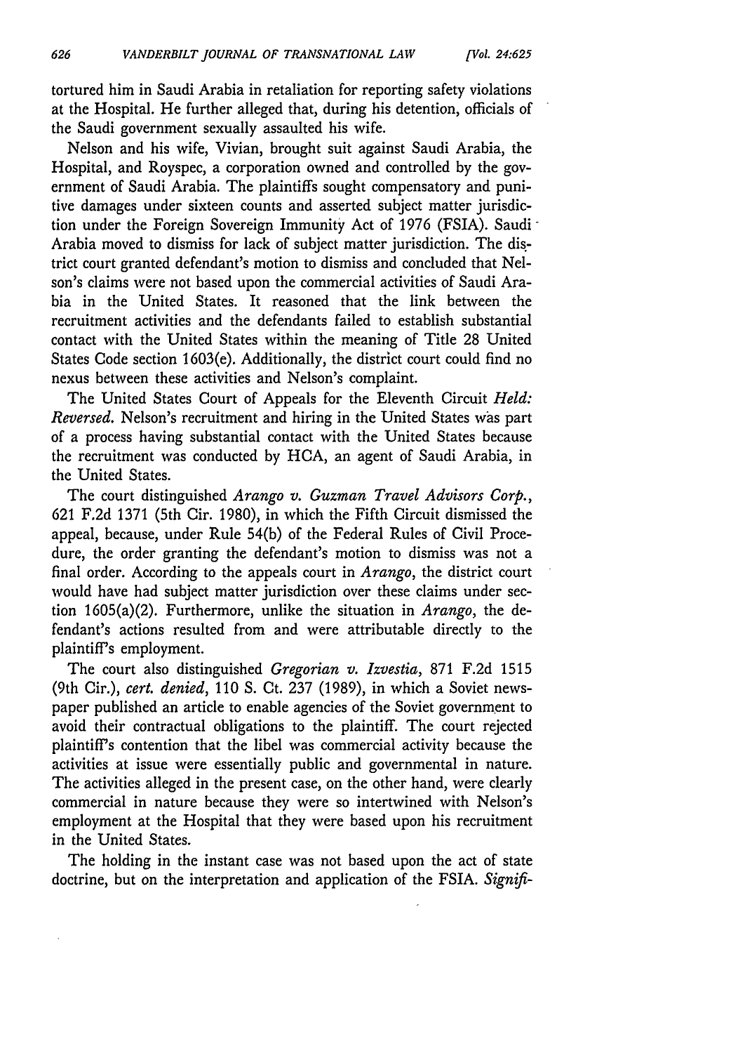tortured him in Saudi Arabia in retaliation for reporting safety violations at the Hospital. He further alleged that, during his detention, officials of the Saudi government sexually assaulted his wife.

Nelson and his wife, Vivian, brought suit against Saudi Arabia, the Hospital, and Royspec, a corporation owned and controlled by the government of Saudi Arabia. The plaintiffs sought compensatory and punitive damages under sixteen counts and asserted subject matter jurisdiction under the Foreign Sovereign Immunity Act of 1976 (FSIA). Saudi Arabia moved to dismiss for lack of subject matter jurisdiction. The district court granted defendant's motion to dismiss and concluded that Nelson's claims were not based upon the commercial activities of Saudi Arabia in the United States. It reasoned that the link between the recruitment activities and the defendants failed to establish substantial contact with the United States within the meaning of Title 28 United States Code section 1603(e). Additionally, the district court could find no nexus between these activities and Nelson's complaint.

The United States Court of Appeals for the Eleventh Circuit *Held: Reversed.* Nelson's recruitment and hiring in the United States was part of a process having substantial contact with the United States because the recruitment was conducted by HCA, an agent of Saudi Arabia, in the United States.

The court distinguished *Arango v. Guzman Travel Advisors Corp.*, 621 F.2d 1371 (5th Cir. 1980), in which the Fifth Circuit dismissed the appeal, because, under Rule 54(b) of the Federal Rules of Civil Procedure, the order granting the defendant's motion to dismiss was not a final order. According to the appeals court in *Arango*, the district court would have had subject matter jurisdiction over these claims under section 1605(a)(2). Furthermore, unlike the situation in *Arango*, the defendant's actions resulted from and were attributable directly to the plaintiff's employment.

The court also distinguished *Gregorian v. Izvestia*, 871 F.2d 1515 (9th Cir.), *cert. denied*, 110 S. Ct. 237 (1989), in which a Soviet newspaper published an article to enable agencies of the Soviet government to avoid their contractual obligations to the plaintiff. The court rejected plaintiff's contention that the libel was commercial activity because the activities at issue were essentially public and governmental in nature. The activities alleged in the present case, on the other hand, were clearly commercial in nature because they were so intertwined with Nelson's employment at the Hospital that they were based upon his recruitment in the United States.

The holding in the instant case was not based upon the act of state doctrine, but on the interpretation and application of the FSIA. *Signifi-*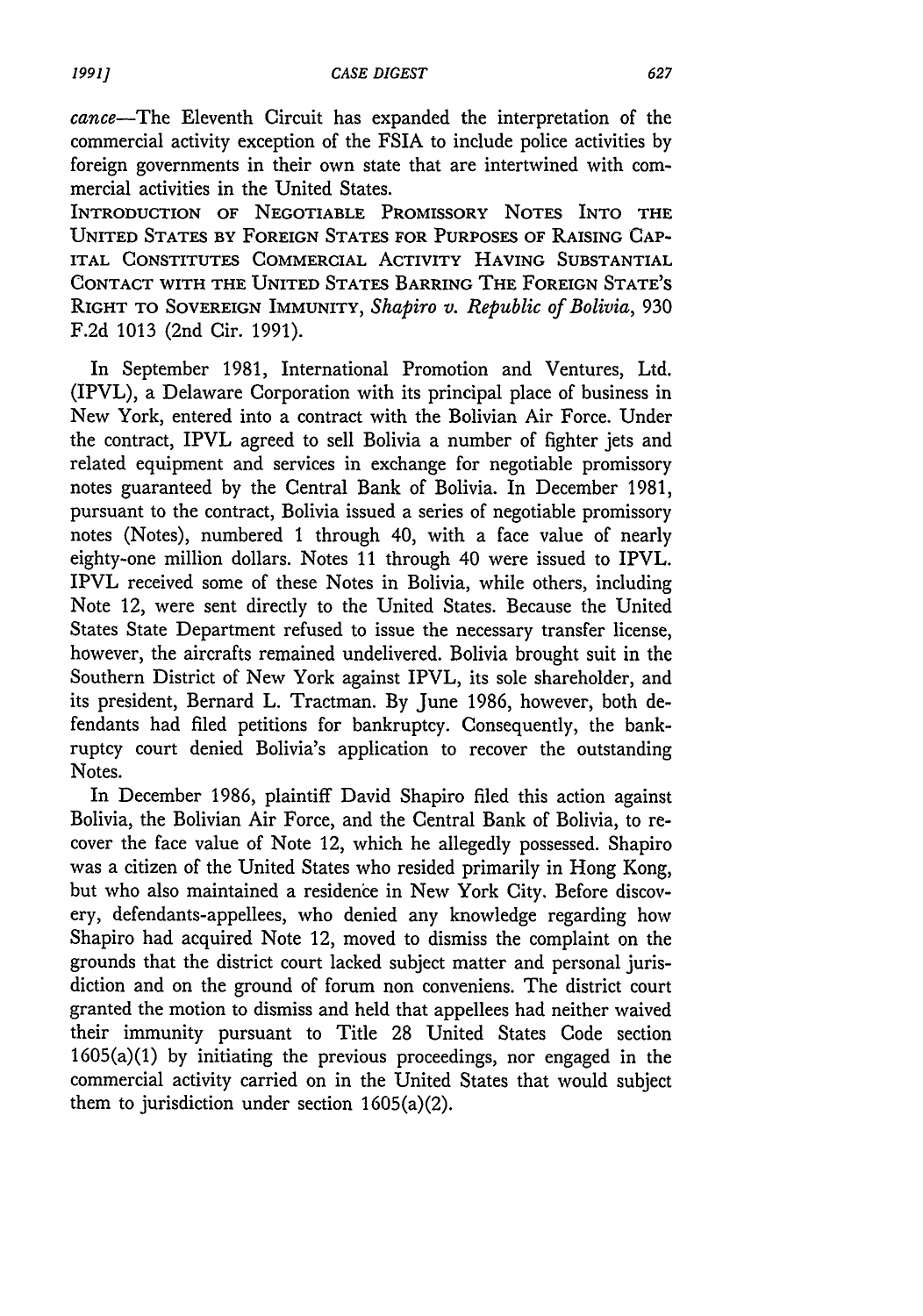*cance*—The Eleventh Circuit has expanded the interpretation of the commercial activity exception of the FSIA to include police activities by foreign governments in their own state that are intertwined with commercial activities in the United States.

INTRODUCTION OF NEGOTIABLE PROMISSORY NOTES INTO THE UNITED STATES BY FOREIGN STATES FOR PURPOSES OF RAISING CAPITAL CONSTITUTES COMMERCIAL ACTIVITY HAVING SUBSTANTIAL CONTACT WITH THE UNITED STATES BARRING THE FOREIGN STATE'S RIGHT TO SOVEREIGN IMMUNITY, *Shapiro v. Republic of Bolivia*, 930 F.2d 1013 (2nd Cir. 1991).

In September 1981, International Promotion and Ventures, Ltd. (IPVL), a Delaware Corporation with its principal place of business in New York, entered into a contract with the Bolivian Air Force. Under the contract, IPVL agreed to sell Bolivia a number of fighter jets and related equipment and services in exchange for negotiable promissory notes guaranteed by the Central Bank of Bolivia. In December 1981, pursuant to the contract, Bolivia issued a series of negotiable promissory notes (Notes), numbered 1 through 40, with a face value of nearly eighty-one million dollars. Notes 11 through 40 were issued to IPVL. IPVL received some of these Notes in Bolivia, while others, including Note 12, were sent directly to the United States. Because the United States State Department refused to issue the necessary transfer license, however, the aircrafts remained undelivered. Bolivia brought suit in the Southern District of New York against IPVL, its sole shareholder, and its president, Bernard L. Tractman. By June 1986, however, both defendants had filed petitions for bankruptcy. Consequently, the bankruptcy court denied Bolivia's application to recover the outstanding Notes.

In December 1986, plaintiff David Shapiro filed this action against Bolivia, the Bolivian Air Force, and the Central Bank of Bolivia, to recover the face value of Note 12, which he allegedly possessed. Shapiro was a citizen of the United States who resided primarily in Hong Kong, but who also maintained a residence in New York City. Before discovery, defendants-appellees, who denied any knowledge regarding how Shapiro had acquired Note 12, moved to dismiss the complaint on the grounds that the district court lacked subject matter and personal jurisdiction and on the ground of forum non conveniens. The district court granted the motion to dismiss and held that appellees had neither waived their immunity pursuant to Title 28 United States Code section 1605(a)(1) by initiating the previous proceedings, nor engaged in the commercial activity carried on in the United States that would subject them to jurisdiction under section 1605(a)(2).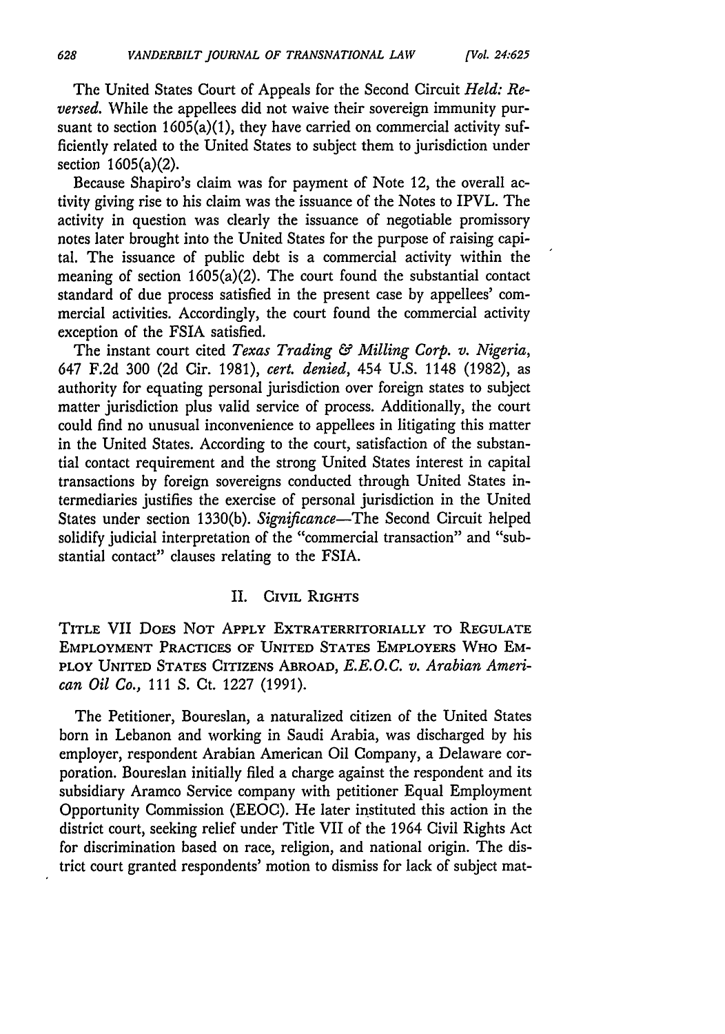The United States Court of Appeals for the Second Circuit *Held: Reversed.* While the appellees did not waive their sovereign immunity pursuant to section 1605(a)(1), they have carried on commercial activity sufficiently related to the United States to subject them to jurisdiction under section 1605(a)(2).

Because Shapiro's claim was for payment of Note 12, the overall activity giving rise to his claim was the issuance of the Notes to IPVL. The activity in question was clearly the issuance of negotiable promissory notes later brought into the United States for the purpose of raising capital. The issuance of public debt is a commercial activity within the meaning of section 1605(a)(2). The court found the substantial contact standard of due process satisfied in the present case by appellees' commercial activities. Accordingly, the court found the commercial activity exception of the FSIA satisfied.

The instant court cited *Texas Trading & Milling Corp. v. Nigeria*, 647 F.2d 300 (2d Cir. 1981), *cert. denied*, 454 U.S. 1148 (1982), as authority for equating personal jurisdiction over foreign states to subject matter jurisdiction plus valid service of process. Additionally, the court could find no unusual inconvenience to appellees in litigating this matter in the United States. According to the court, satisfaction of the substantial contact requirement and the strong United States interest in capital transactions by foreign sovereigns conducted through United States intermediaries justifies the exercise of personal jurisdiction in the United States under section 1330(b). *Significance*—The Second Circuit helped solidify judicial interpretation of the "commercial transaction" and "substantial contact" clauses relating to the FSIA.

## II. Civil Rights

Title VII Does Not Apply Extraterritorially to Regulate Employment Practices of United States Employers Who Employ United States Citizens Abroad, *E.E.O.C. v. Arabian American Oil Co.*, 111 S. Ct. 1227 (1991).

The Petitioner, Boureslan, a naturalized citizen of the United States born in Lebanon and working in Saudi Arabia, was discharged by his employer, respondent Arabian American Oil Company, a Delaware corporation. Boureslan initially filed a charge against the respondent and its subsidiary Aramco Service company with petitioner Equal Employment Opportunity Commission (EEOC). He later instituted this action in the district court, seeking relief under Title VII of the 1964 Civil Rights Act for discrimination based on race, religion, and national origin. The district court granted respondents' motion to dismiss for lack of subject mat-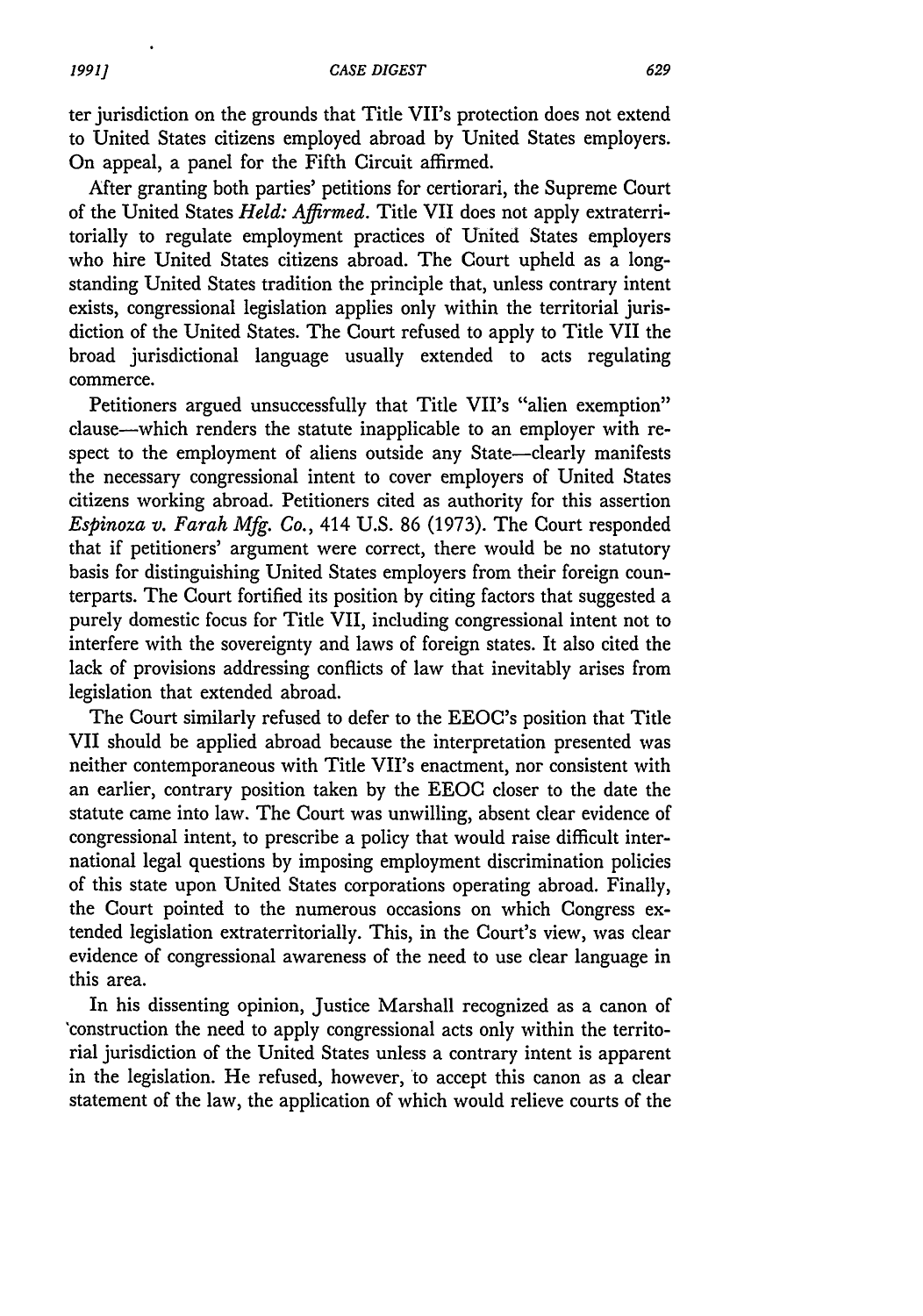ter jurisdiction on the grounds that Title VII's protection does not extend to United States citizens employed abroad by United States employers. On appeal, a panel for the Fifth Circuit affirmed.

After granting both parties' petitions for certiorari, the Supreme Court of the United States *Held: Affirmed*. Title VII does not apply extraterritorially to regulate employment practices of United States employers who hire United States citizens abroad. The Court upheld as a longstanding United States tradition the principle that, unless contrary intent exists, congressional legislation applies only within the territorial jurisdiction of the United States. The Court refused to apply to Title VII the broad jurisdictional language usually extended to acts regulating commerce.

Petitioners argued unsuccessfully that Title VII's "alien exemption" clause—which renders the statute inapplicable to an employer with respect to the employment of aliens outside any State—clearly manifests the necessary congressional intent to cover employers of United States citizens working abroad. Petitioners cited as authority for this assertion *Espinoza v. Farah Mfg. Co.*, 414 U.S. 86 (1973). The Court responded that if petitioners' argument were correct, there would be no statutory basis for distinguishing United States employers from their foreign counterparts. The Court fortified its position by citing factors that suggested a purely domestic focus for Title VII, including congressional intent not to interfere with the sovereignty and laws of foreign states. It also cited the lack of provisions addressing conflicts of law that inevitably arises from legislation that extended abroad.

The Court similarly refused to defer to the EEOC's position that Title VII should be applied abroad because the interpretation presented was neither contemporaneous with Title VII's enactment, nor consistent with an earlier, contrary position taken by the EEOC closer to the date the statute came into law. The Court was unwilling, absent clear evidence of congressional intent, to prescribe a policy that would raise difficult international legal questions by imposing employment discrimination policies of this state upon United States corporations operating abroad. Finally, the Court pointed to the numerous occasions on which Congress extended legislation extraterritorially. This, in the Court's view, was clear evidence of congressional awareness of the need to use clear language in this area.

In his dissenting opinion, Justice Marshall recognized as a canon of construction the need to apply congressional acts only within the territorial jurisdiction of the United States unless a contrary intent is apparent in the legislation. He refused, however, to accept this canon as a clear statement of the law, the application of which would relieve courts of the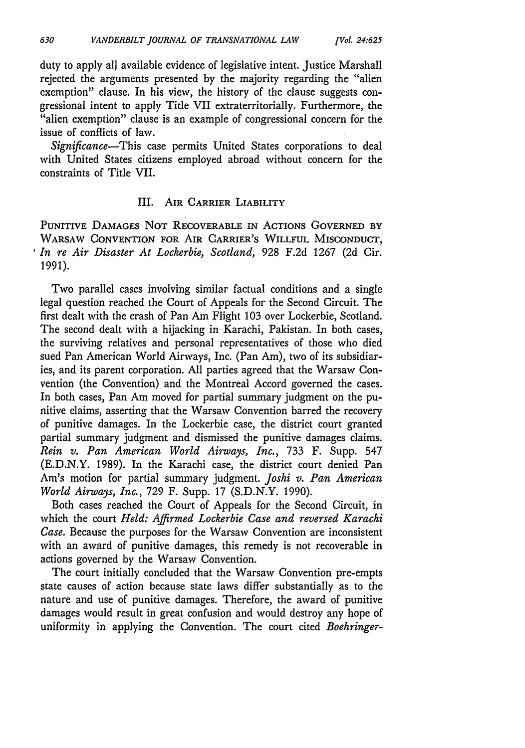duty to apply all available evidence of legislative intent. Justice Marshall rejected the arguments presented by the majority regarding the "alien exemption" clause. In his view, the history of the clause suggests congressional intent to apply Title VII extraterritorially. Furthermore, the "alien exemption" clause is an example of congressional concern for the issue of conflicts of law.

*Significance*—This case permits United States corporations to deal with United States citizens employed abroad without concern for the constraints of Title VII.

## III. Air Carrier Liability

PUNITIVE DAMAGES NOT RECOVERABLE IN ACTIONS GOVERNED BY WARSAW CONVENTION FOR AIR CARRIER'S WILLFUL MISCONDUCT, *In re Air Disaster At Lockerbie, Scotland,* 928 F.2d 1267 (2d Cir. 1991).

Two parallel cases involving similar factual conditions and a single legal question reached the Court of Appeals for the Second Circuit. The first dealt with the crash of Pan Am Flight 103 over Lockerbie, Scotland. The second dealt with a hijacking in Karachi, Pakistan. In both cases, the surviving relatives and personal representatives of those who died sued Pan American World Airways, Inc. (Pan Am), two of its subsidiaries, and its parent corporation. All parties agreed that the Warsaw Convention (the Convention) and the Montreal Accord governed the cases. In both cases, Pan Am moved for partial summary judgment on the punitive claims, asserting that the Warsaw Convention barred the recovery of punitive damages. In the Lockerbie case, the district court granted partial summary judgment and dismissed the punitive damages claims. *Rein v. Pan American World Airways, Inc.*, 733 F. Supp. 547 (E.D.N.Y. 1989). In the Karachi case, the district court denied Pan Am's motion for partial summary judgment. *Joshi v. Pan American World Airways, Inc.*, 729 F. Supp. 17 (S.D.N.Y. 1990).

Both cases reached the Court of Appeals for the Second Circuit, in which the court *Held: Affirmed Lockerbie Case and reversed Karachi Case.* Because the purposes for the Warsaw Convention are inconsistent with an award of punitive damages, this remedy is not recoverable in actions governed by the Warsaw Convention.

The court initially concluded that the Warsaw Convention pre-empts state causes of action because state laws differ substantially as to the nature and use of punitive damages. Therefore, the award of punitive damages would result in great confusion and would destroy any hope of uniformity in applying the Convention. The court cited *Boehringer-*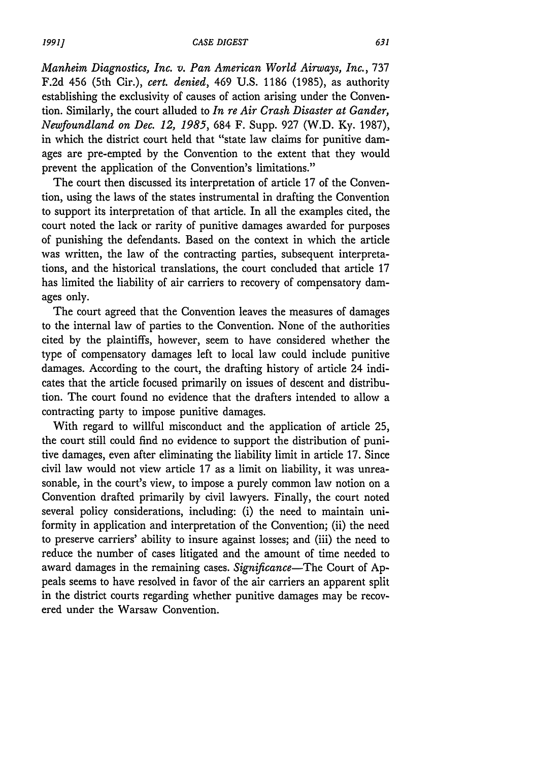*Manheim Diagnostics, Inc. v. Pan American World Airways, Inc.*, 737 F.2d 456 (5th Cir.), *cert. denied*, 469 U.S. 1186 (1985), as authority establishing the exclusivity of causes of action arising under the Convention. Similarly, the court alluded to *In re Air Crash Disaster at Gander, Newfoundland on Dec. 12, 1985*, 684 F. Supp. 927 (W.D. Ky. 1987), in which the district court held that "state law claims for punitive damages are pre-empted by the Convention to the extent that they would prevent the application of the Convention's limitations."

The court then discussed its interpretation of article 17 of the Convention, using the laws of the states instrumental in drafting the Convention to support its interpretation of that article. In all the examples cited, the court noted the lack or rarity of punitive damages awarded for purposes of punishing the defendants. Based on the context in which the article was written, the law of the contracting parties, subsequent interpretations, and the historical translations, the court concluded that article 17 has limited the liability of air carriers to recovery of compensatory damages only.

The court agreed that the Convention leaves the measures of damages to the internal law of parties to the Convention. None of the authorities cited by the plaintiffs, however, seem to have considered whether the type of compensatory damages left to local law could include punitive damages. According to the court, the drafting history of article 24 indicates that the article focused primarily on issues of descent and distribution. The court found no evidence that the drafters intended to allow a contracting party to impose punitive damages.

With regard to willful misconduct and the application of article 25, the court still could find no evidence to support the distribution of punitive damages, even after eliminating the liability limit in article 17. Since civil law would not view article 17 as a limit on liability, it was unreasonable, in the court's view, to impose a purely common law notion on a Convention drafted primarily by civil lawyers. Finally, the court noted several policy considerations, including: (i) the need to maintain uniformity in application and interpretation of the Convention; (ii) the need to preserve carriers' ability to insure against losses; and (iii) the need to reduce the number of cases litigated and the amount of time needed to award damages in the remaining cases. *Significance*—The Court of Appeals seems to have resolved in favor of the air carriers an apparent split in the district courts regarding whether punitive damages may be recovered under the Warsaw Convention.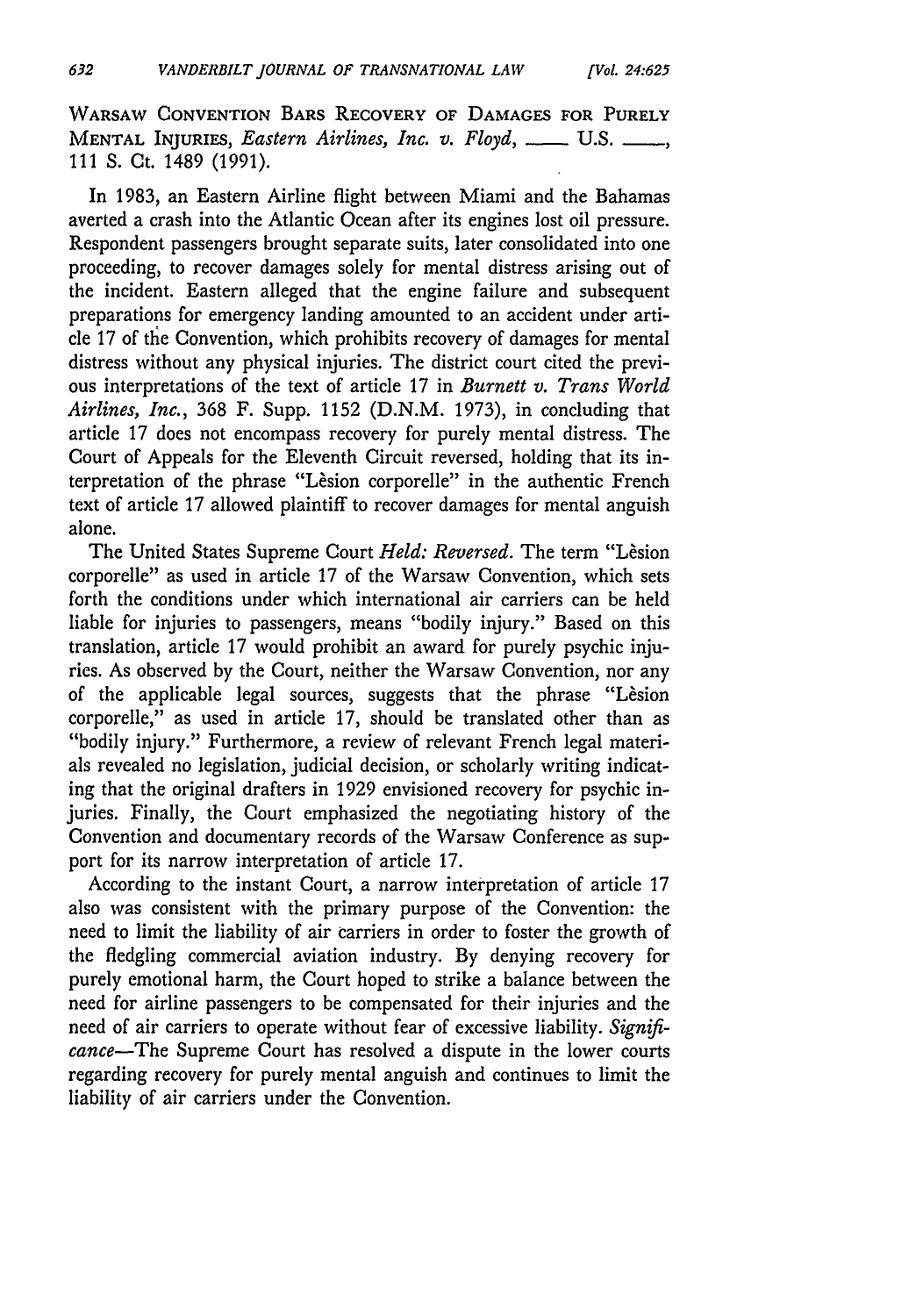WARSAW CONVENTION BARS RECOVERY OF DAMAGES FOR PURELY MENTAL INJURIES, *Eastern Airlines, Inc. v. Floyd*, ___ U.S. ___, 111 S. Ct. 1489 (1991).

In 1983, an Eastern Airline flight between Miami and the Bahamas averted a crash into the Atlantic Ocean after its engines lost oil pressure. Respondent passengers brought separate suits, later consolidated into one proceeding, to recover damages solely for mental distress arising out of the incident. Eastern alleged that the engine failure and subsequent preparations for emergency landing amounted to an accident under article 17 of the Convention, which prohibits recovery of damages for mental distress without any physical injuries. The district court cited the previous interpretations of the text of article 17 in *Burnett v. Trans World Airlines, Inc.*, 368 F. Supp. 1152 (D.N.M. 1973), in concluding that article 17 does not encompass recovery for purely mental distress. The Court of Appeals for the Eleventh Circuit reversed, holding that its interpretation of the phrase "Lèsion corporelle" in the authentic French text of article 17 allowed plaintiff to recover damages for mental anguish alone.

The United States Supreme Court *Held: Reversed.* The term "Lèsion corporelle" as used in article 17 of the Warsaw Convention, which sets forth the conditions under which international air carriers can be held liable for injuries to passengers, means "bodily injury." Based on this translation, article 17 would prohibit an award for purely psychic injuries. As observed by the Court, neither the Warsaw Convention, nor any of the applicable legal sources, suggests that the phrase "Lèsion corporelle," as used in article 17, should be translated other than as "bodily injury." Furthermore, a review of relevant French legal materials revealed no legislation, judicial decision, or scholarly writing indicating that the original drafters in 1929 envisioned recovery for psychic injuries. Finally, the Court emphasized the negotiating history of the Convention and documentary records of the Warsaw Conference as support for its narrow interpretation of article 17.

According to the instant Court, a narrow interpretation of article 17 also was consistent with the primary purpose of the Convention: the need to limit the liability of air carriers in order to foster the growth of the fledgling commercial aviation industry. By denying recovery for purely emotional harm, the Court hoped to strike a balance between the need for airline passengers to be compensated for their injuries and the need of air carriers to operate without fear of excessive liability. *Significance*—The Supreme Court has resolved a dispute in the lower courts regarding recovery for purely mental anguish and continues to limit the liability of air carriers under the Convention.